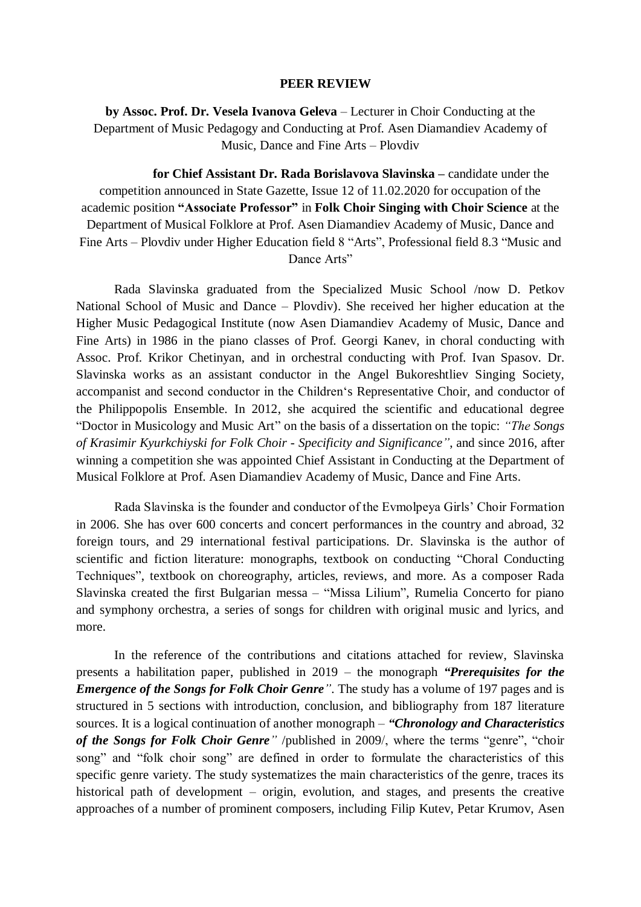# PEER REVIEW

**by Assoc. Prof. Dr. Vesela Ivanova Geleva** – Lecturer in Choir Conducting at the Department of Music Pedagogy and Conducting at Prof. Asen Diamandiev Academy of Music, Dance and Fine Arts – Plovdiv

**for Chief Assistant Dr. Rada Borislavova Slavinska –** candidate under the competition announced in State Gazette, Issue 12 of 11.02.2020 for occupation of the academic position **"Associate Professor"** in **Folk Choir Singing with Choir Science** at the Department of Musical Folklore at Prof. Asen Diamandiev Academy of Music, Dance and Fine Arts – Plovdiv under Higher Education field 8 "Arts", Professional field 8.3 "Music and Dance Arts"

Rada Slavinska graduated from the Specialized Music School /now D. Petkov National School of Music and Dance – Plovdiv). She received her higher education at the Higher Music Pedagogical Institute (now Asen Diamandiev Academy of Music, Dance and Fine Arts) in 1986 in the piano classes of Prof. Georgi Kanev, in choral conducting with Assoc. Prof. Krikor Chetinyan, and in orchestral conducting with Prof. Ivan Spasov. Dr. Slavinska works as an assistant conductor in the Angel Bukoreshtliev Singing Society, accompanist and second conductor in the Children's Representative Choir, and conductor of the Philippopolis Ensemble. In 2012, she acquired the scientific and educational degree "Doctor in Musicology and Music Art" on the basis of a dissertation on the topic: *"The Songs of Krasimir Kyurkchiyski for Folk Choir - Specificity and Significance"*, and since 2016, after winning a competition she was appointed Chief Assistant in Conducting at the Department of Musical Folklore at Prof. Asen Diamandiev Academy of Music, Dance and Fine Arts.

Rada Slavinska is the founder and conductor of the Evmolpeya Girls' Choir Formation in 2006. She has over 600 concerts and concert performances in the country and abroad, 32 foreign tours, and 29 international festival participations. Dr. Slavinska is the author of scientific and fiction literature: monographs, textbook on conducting "Choral Conducting Techniques", textbook on choreography, articles, reviews, and more. As a composer Rada Slavinska created the first Bulgarian messa – "Missa Lilium", Rumelia Concerto for piano and symphony orchestra, a series of songs for children with original music and lyrics, and more.

In the reference of the contributions and citations attached for review, Slavinska presents a habilitation paper, published in 2019 – the monograph ***"Prerequisites for the Emergence of the Songs for Folk Choir Genre"***. The study has a volume of 197 pages and is structured in 5 sections with introduction, conclusion, and bibliography from 187 literature sources. It is a logical continuation of another monograph – ***"Chronology and Characteristics of the Songs for Folk Choir Genre"*** /published in 2009/, where the terms "genre", "choir song" and "folk choir song" are defined in order to formulate the characteristics of this specific genre variety. The study systematizes the main characteristics of the genre, traces its historical path of development – origin, evolution, and stages, and presents the creative approaches of a number of prominent composers, including Filip Kutev, Petar Krumov, Asen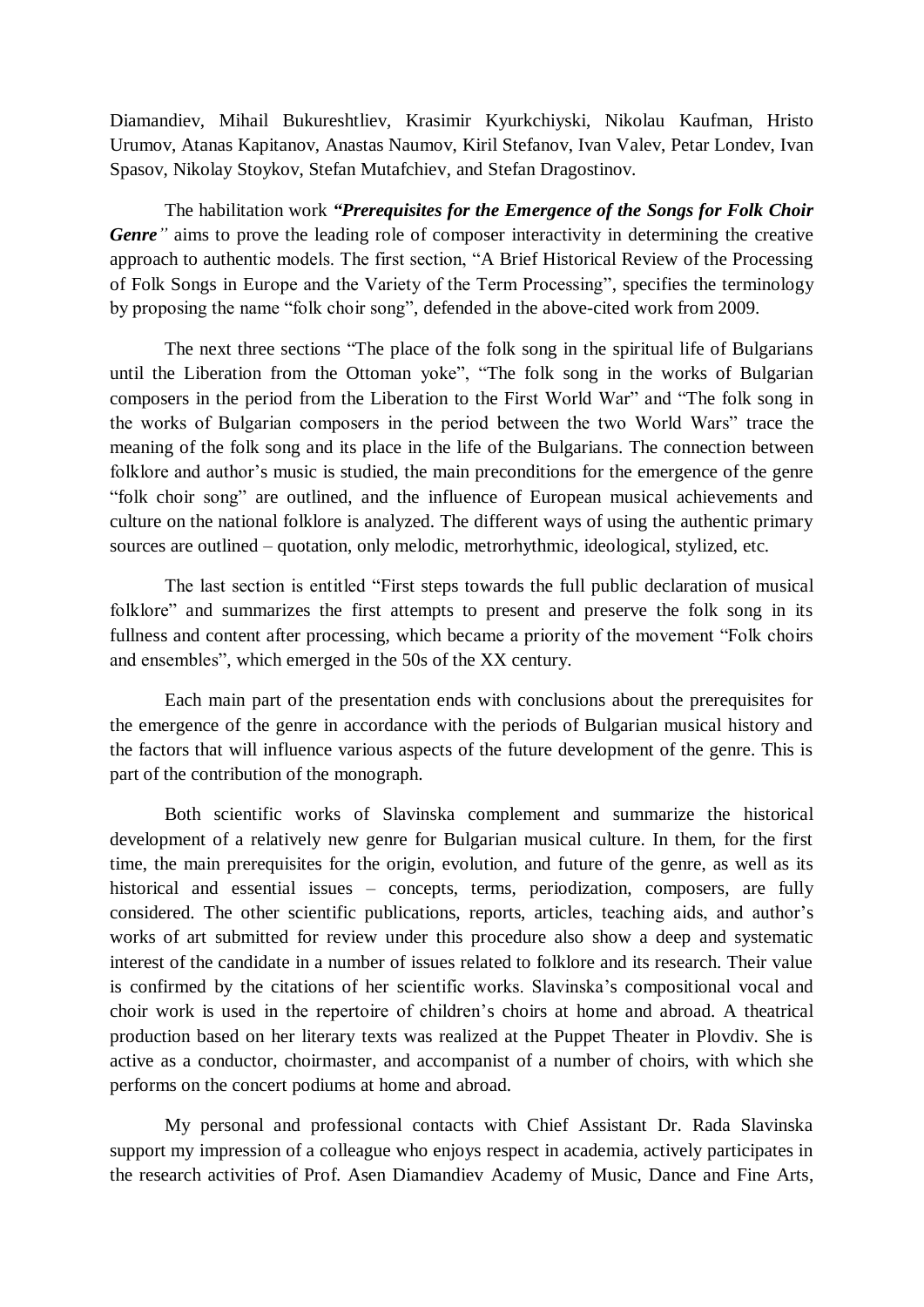Diamandiev, Mihail Bukureshtliev, Krasimir Kyurkchiyski, Nikolau Kaufman, Hristo Urumov, Atanas Kapitanov, Anastas Naumov, Kiril Stefanov, Ivan Valev, Petar Londev, Ivan Spasov, Nikolay Stoykov, Stefan Mutafchiev, and Stefan Dragostinov.

The habilitation work ***"Prerequisites for the Emergence of the Songs for Folk Choir Genre"*** aims to prove the leading role of composer interactivity in determining the creative approach to authentic models. The first section, "A Brief Historical Review of the Processing of Folk Songs in Europe and the Variety of the Term Processing", specifies the terminology by proposing the name "folk choir song", defended in the above-cited work from 2009.

The next three sections "The place of the folk song in the spiritual life of Bulgarians until the Liberation from the Ottoman yoke", "The folk song in the works of Bulgarian composers in the period from the Liberation to the First World War" and "The folk song in the works of Bulgarian composers in the period between the two World Wars" trace the meaning of the folk song and its place in the life of the Bulgarians. The connection between folklore and author's music is studied, the main preconditions for the emergence of the genre "folk choir song" are outlined, and the influence of European musical achievements and culture on the national folklore is analyzed. The different ways of using the authentic primary sources are outlined – quotation, only melodic, metrorhythmic, ideological, stylized, etc.

The last section is entitled "First steps towards the full public declaration of musical folklore" and summarizes the first attempts to present and preserve the folk song in its fullness and content after processing, which became a priority of the movement "Folk choirs and ensembles", which emerged in the 50s of the XX century.

Each main part of the presentation ends with conclusions about the prerequisites for the emergence of the genre in accordance with the periods of Bulgarian musical history and the factors that will influence various aspects of the future development of the genre. This is part of the contribution of the monograph.

Both scientific works of Slavinska complement and summarize the historical development of a relatively new genre for Bulgarian musical culture. In them, for the first time, the main prerequisites for the origin, evolution, and future of the genre, as well as its historical and essential issues – concepts, terms, periodization, composers, are fully considered. The other scientific publications, reports, articles, teaching aids, and author's works of art submitted for review under this procedure also show a deep and systematic interest of the candidate in a number of issues related to folklore and its research. Their value is confirmed by the citations of her scientific works. Slavinska's compositional vocal and choir work is used in the repertoire of children's choirs at home and abroad. A theatrical production based on her literary texts was realized at the Puppet Theater in Plovdiv. She is active as a conductor, choirmaster, and accompanist of a number of choirs, with which she performs on the concert podiums at home and abroad.

My personal and professional contacts with Chief Assistant Dr. Rada Slavinska support my impression of a colleague who enjoys respect in academia, actively participates in the research activities of Prof. Asen Diamandiev Academy of Music, Dance and Fine Arts,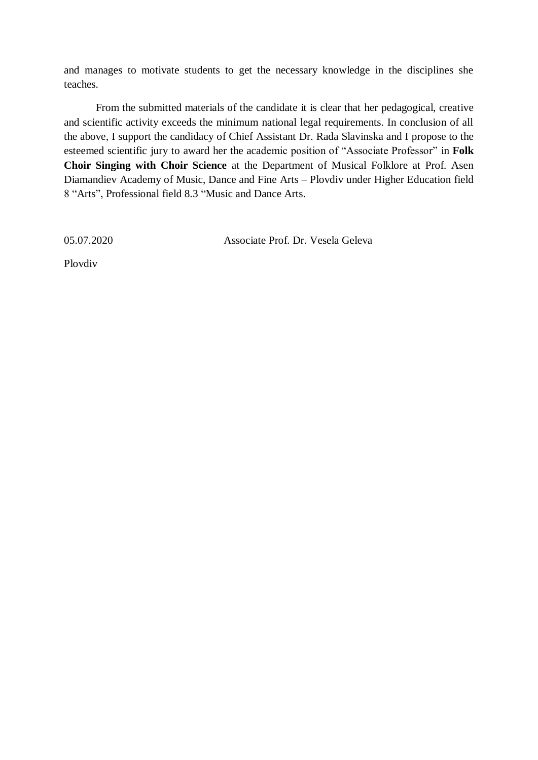and manages to motivate students to get the necessary knowledge in the disciplines she teaches.

From the submitted materials of the candidate it is clear that her pedagogical, creative and scientific activity exceeds the minimum national legal requirements. In conclusion of all the above, I support the candidacy of Chief Assistant Dr. Rada Slavinska and I propose to the esteemed scientific jury to award her the academic position of "Associate Professor" in **Folk Choir Singing with Choir Science** at the Department of Musical Folklore at Prof. Asen Diamandiev Academy of Music, Dance and Fine Arts – Plovdiv under Higher Education field 8 "Arts", Professional field 8.3 "Music and Dance Arts.

05.07.2020 Associate Prof. Dr. Vesela Geleva

Plovdiv